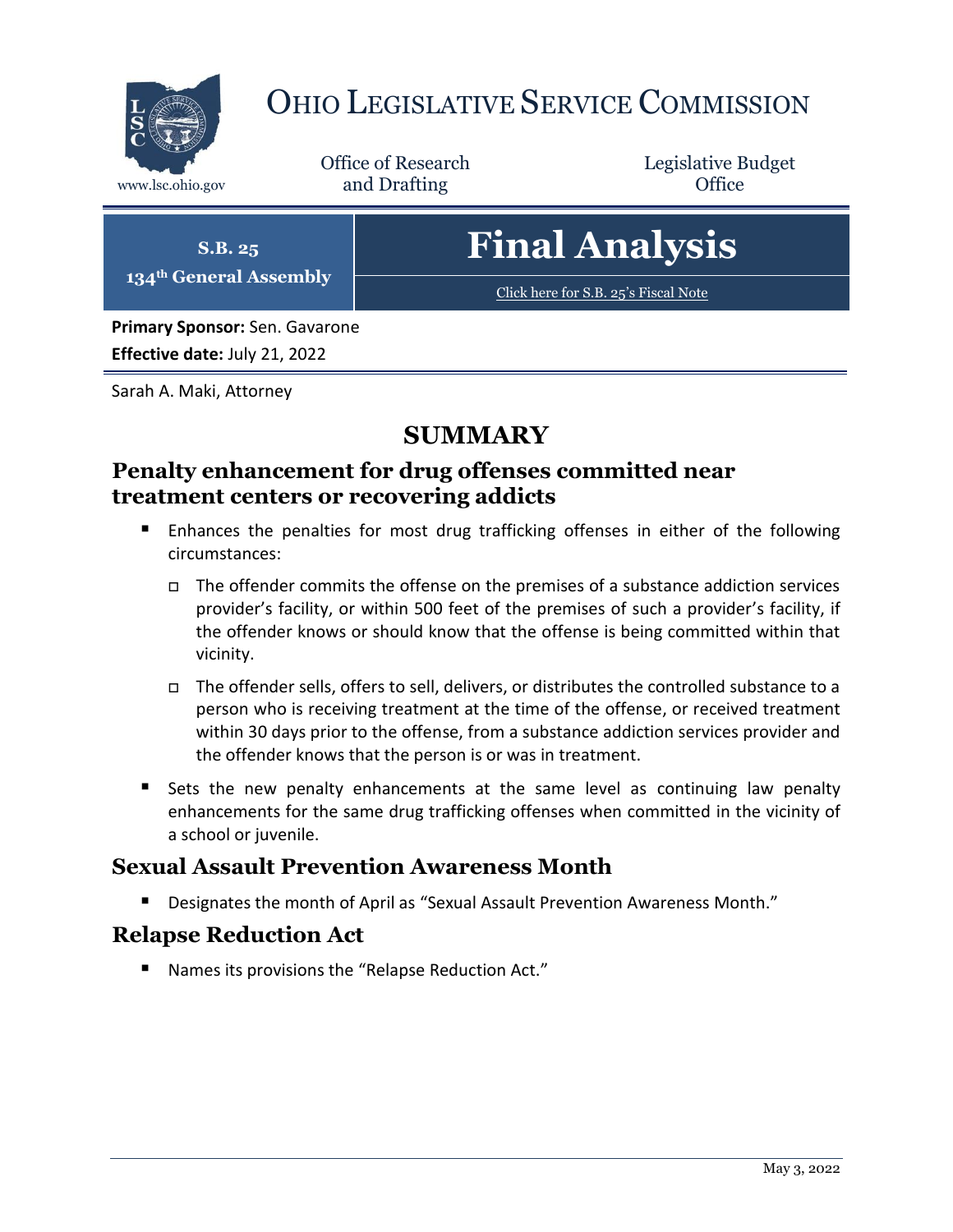# OHIO LEGISLATIVE SERVICE COMMISSION

www.lsc.ohio.gov

Office of Research and Drafting

Legislative Budget Office

**S.B. 25**
**134th General Assembly**

# Final Analysis

Click here for S.B. 25's Fiscal Note

**Primary Sponsor:** Sen. Gavarone
**Effective date:** July 21, 2022

Sarah A. Maki, Attorney

## SUMMARY

### Penalty enhancement for drug offenses committed near treatment centers or recovering addicts

- Enhances the penalties for most drug trafficking offenses in either of the following circumstances:
  - The offender commits the offense on the premises of a substance addiction services provider's facility, or within 500 feet of the premises of such a provider's facility, if the offender knows or should know that the offense is being committed within that vicinity.
  - The offender sells, offers to sell, delivers, or distributes the controlled substance to a person who is receiving treatment at the time of the offense, or received treatment within 30 days prior to the offense, from a substance addiction services provider and the offender knows that the person is or was in treatment.
- Sets the new penalty enhancements at the same level as continuing law penalty enhancements for the same drug trafficking offenses when committed in the vicinity of a school or juvenile.

### Sexual Assault Prevention Awareness Month

- Designates the month of April as "Sexual Assault Prevention Awareness Month."

### Relapse Reduction Act

- Names its provisions the "Relapse Reduction Act."

May 3, 2022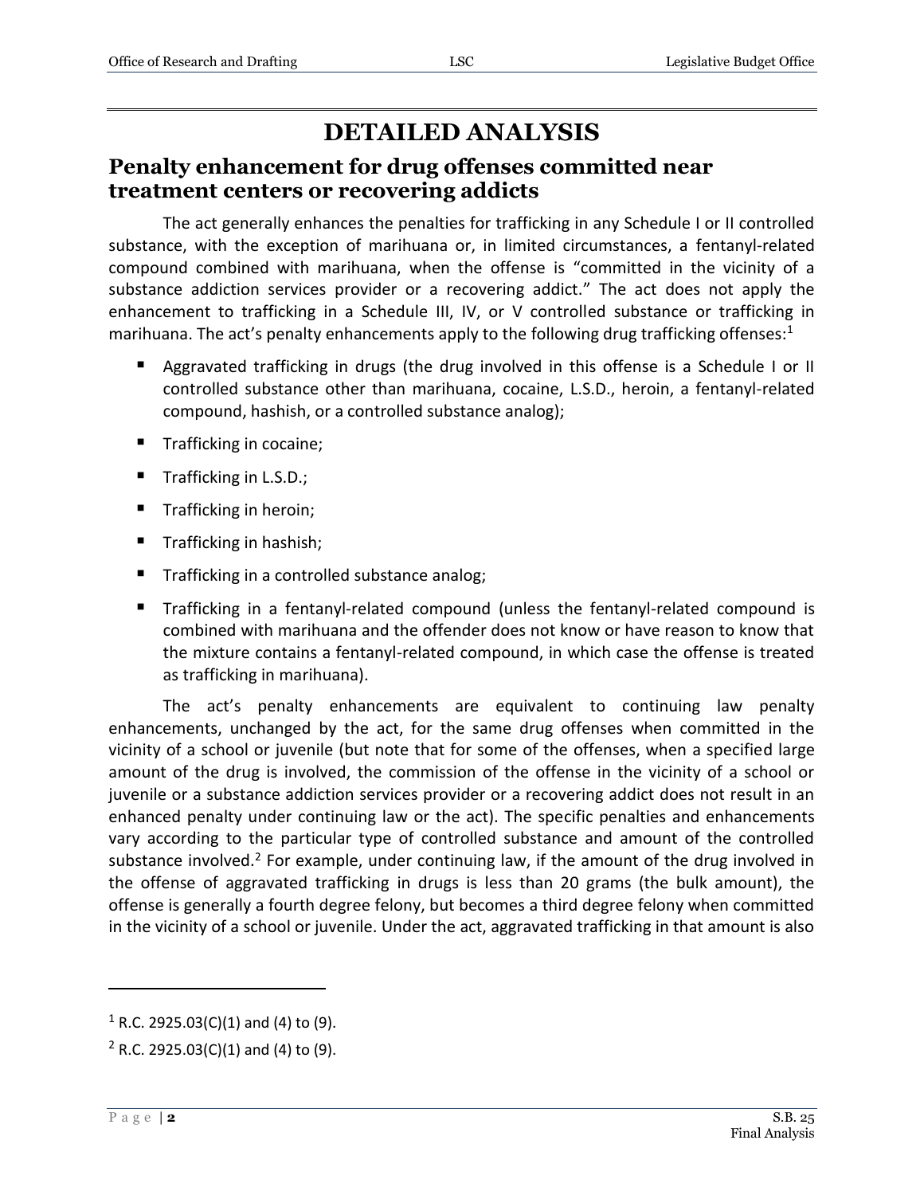# DETAILED ANALYSIS

## Penalty enhancement for drug offenses committed near treatment centers or recovering addicts

The act generally enhances the penalties for trafficking in any Schedule I or II controlled substance, with the exception of marihuana or, in limited circumstances, a fentanyl-related compound combined with marihuana, when the offense is "committed in the vicinity of a substance addiction services provider or a recovering addict." The act does not apply the enhancement to trafficking in a Schedule III, IV, or V controlled substance or trafficking in marihuana. The act's penalty enhancements apply to the following drug trafficking offenses:[1]

- Aggravated trafficking in drugs (the drug involved in this offense is a Schedule I or II controlled substance other than marihuana, cocaine, L.S.D., heroin, a fentanyl-related compound, hashish, or a controlled substance analog);
- Trafficking in cocaine;
- Trafficking in L.S.D.;
- Trafficking in heroin;
- Trafficking in hashish;
- Trafficking in a controlled substance analog;
- Trafficking in a fentanyl-related compound (unless the fentanyl-related compound is combined with marihuana and the offender does not know or have reason to know that the mixture contains a fentanyl-related compound, in which case the offense is treated as trafficking in marihuana).

The act's penalty enhancements are equivalent to continuing law penalty enhancements, unchanged by the act, for the same drug offenses when committed in the vicinity of a school or juvenile (but note that for some of the offenses, when a specified large amount of the drug is involved, the commission of the offense in the vicinity of a school or juvenile or a substance addiction services provider or a recovering addict does not result in an enhanced penalty under continuing law or the act). The specific penalties and enhancements vary according to the particular type of controlled substance and amount of the controlled substance involved.[2] For example, under continuing law, if the amount of the drug involved in the offense of aggravated trafficking in drugs is less than 20 grams (the bulk amount), the offense is generally a fourth degree felony, but becomes a third degree felony when committed in the vicinity of a school or juvenile. Under the act, aggravated trafficking in that amount is also

---

[1] R.C. 2925.03(C)(1) and (4) to (9).

[2] R.C. 2925.03(C)(1) and (4) to (9).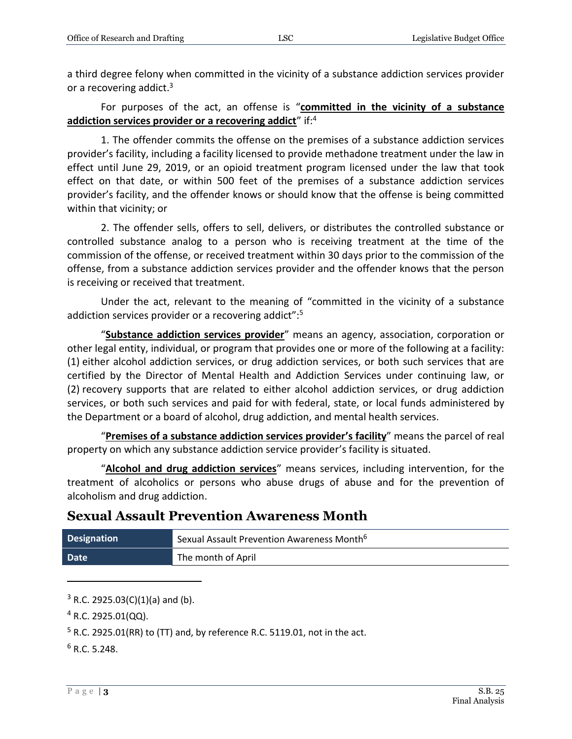a third degree felony when committed in the vicinity of a substance addiction services provider or a recovering addict.[3]

For purposes of the act, an offense is "**committed in the vicinity of a substance addiction services provider or a recovering addict**" if:[4]

1. The offender commits the offense on the premises of a substance addiction services provider's facility, including a facility licensed to provide methadone treatment under the law in effect until June 29, 2019, or an opioid treatment program licensed under the law that took effect on that date, or within 500 feet of the premises of a substance addiction services provider's facility, and the offender knows or should know that the offense is being committed within that vicinity; or

2. The offender sells, offers to sell, delivers, or distributes the controlled substance or controlled substance analog to a person who is receiving treatment at the time of the commission of the offense, or received treatment within 30 days prior to the commission of the offense, from a substance addiction services provider and the offender knows that the person is receiving or received that treatment.

Under the act, relevant to the meaning of "committed in the vicinity of a substance addiction services provider or a recovering addict":[5]

"**Substance addiction services provider**" means an agency, association, corporation or other legal entity, individual, or program that provides one or more of the following at a facility: (1) either alcohol addiction services, or drug addiction services, or both such services that are certified by the Director of Mental Health and Addiction Services under continuing law, or (2) recovery supports that are related to either alcohol addiction services, or drug addiction services, or both such services and paid for with federal, state, or local funds administered by the Department or a board of alcohol, drug addiction, and mental health services.

"**Premises of a substance addiction services provider's facility**" means the parcel of real property on which any substance addiction service provider's facility is situated.

"**Alcohol and drug addiction services**" means services, including intervention, for the treatment of alcoholics or persons who abuse drugs of abuse and for the prevention of alcoholism and drug addiction.

## Sexual Assault Prevention Awareness Month

| Designation | Sexual Assault Prevention Awareness Month[6] |
| --- | --- |
| Date | The month of April |

[3] R.C. 2925.03(C)(1)(a) and (b).

[4] R.C. 2925.01(QQ).

[5] R.C. 2925.01(RR) to (TT) and, by reference R.C. 5119.01, not in the act.

[6] R.C. 5.248.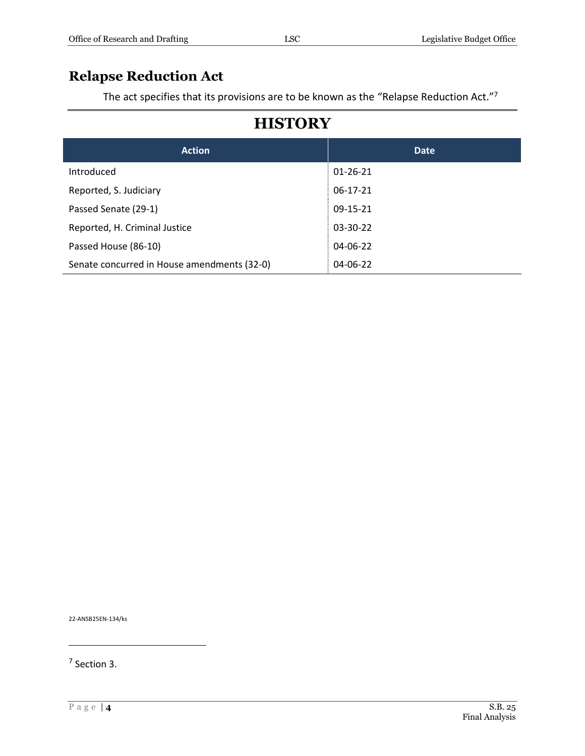## Relapse Reduction Act

The act specifies that its provisions are to be known as the "Relapse Reduction Act."[7]

# HISTORY

| Action | Date |
| --- | --- |
| Introduced | 01-26-21 |
| Reported, S. Judiciary | 06-17-21 |
| Passed Senate (29-1) | 09-15-21 |
| Reported, H. Criminal Justice | 03-30-22 |
| Passed House (86-10) | 04-06-22 |
| Senate concurred in House amendments (32-0) | 04-06-22 |

22-ANSB25EN-134/ks

[7] Section 3.